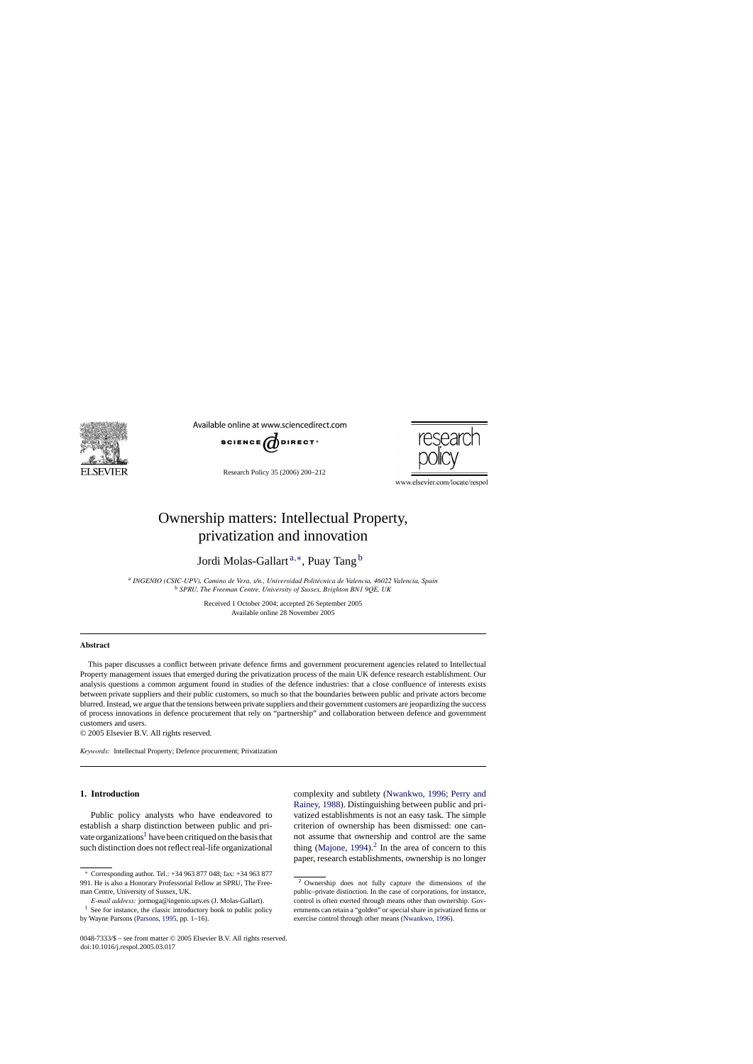# Ownership matters: Intellectual Property, privatization and innovation

Jordi Molas-Gallart [a,*], Puay Tang [b]

[a] *INGENIO (CSIC-UPV), Camino de Vera, s/n., Universidad Politécnica de Valencia, 46022 Valencia, Spain*
[b] *SPRU, The Freeman Centre, University of Sussex, Brighton BN1 9QE, UK*

Received 1 October 2004; accepted 26 September 2005
Available online 28 November 2005

## Abstract

This paper discusses a conflict between private defence firms and government procurement agencies related to Intellectual Property management issues that emerged during the privatization process of the main UK defence research establishment. Our analysis questions a common argument found in studies of the defence industries: that a close confluence of interests exists between private suppliers and their public customers, so much so that the boundaries between public and private actors become blurred. Instead, we argue that the tensions between private suppliers and their government customers are jeopardizing the success of process innovations in defence procurement that rely on "partnership" and collaboration between defence and government customers and users.

© 2005 Elsevier B.V. All rights reserved.

*Keywords:* Intellectual Property; Defence procurement; Privatization

## 1. Introduction

Public policy analysts who have endeavored to establish a sharp distinction between public and private organizations[1] have been critiqued on the basis that such distinction does not reflect real-life organizational complexity and subtlety (Nwankwo, 1996; Perry and Rainey, 1988). Distinguishing between public and privatized establishments is not an easy task. The simple criterion of ownership has been dismissed: one cannot assume that ownership and control are the same thing (Majone, 1994).[2] In the area of concern to this paper, research establishments, ownership is no longer

---

* Corresponding author. Tel.: +34 963 877 048; fax: +34 963 877 991. He is also a Honorary Professorial Fellow at SPRU, The Freeman Centre, University of Sussex, UK.

*E-mail address:* jormoga@ingenio.upv.es (J. Molas-Gallart).

[1] See for instance, the classic introductory book to public policy by Wayne Parsons (Parsons, 1995, pp. 1–16).

[2] Ownership does not fully capture the dimensions of the public–private distinction. In the case of corporations, for instance, control is often exerted through means other than ownership. Governments can retain a "golden" or special share in privatized firms or exercise control through other means (Nwankwo, 1996).

0048-7333/$ – see front matter © 2005 Elsevier B.V. All rights reserved.
doi:10.1016/j.respol.2005.03.017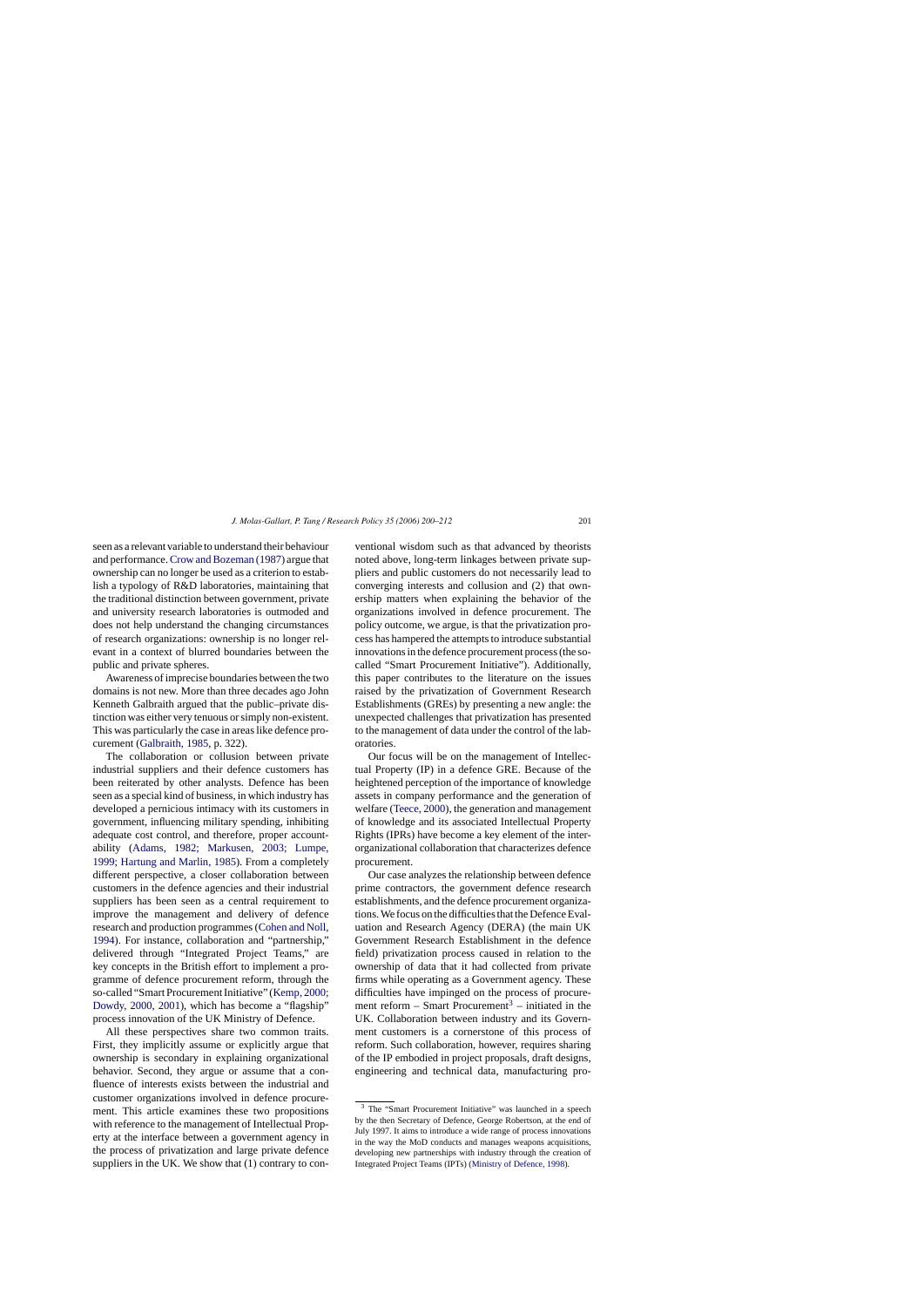seen as a relevant variable to understand their behaviour and performance. Crow and Bozeman (1987) argue that ownership can no longer be used as a criterion to establish a typology of R&D laboratories, maintaining that the traditional distinction between government, private and university research laboratories is outmoded and does not help understand the changing circumstances of research organizations: ownership is no longer relevant in a context of blurred boundaries between the public and private spheres.

Awareness of imprecise boundaries between the two domains is not new. More than three decades ago John Kenneth Galbraith argued that the public–private distinction was either very tenuous or simply non-existent. This was particularly the case in areas like defence procurement (Galbraith, 1985, p. 322).

The collaboration or collusion between private industrial suppliers and their defence customers has been reiterated by other analysts. Defence has been seen as a special kind of business, in which industry has developed a pernicious intimacy with its customers in government, influencing military spending, inhibiting adequate cost control, and therefore, proper accountability (Adams, 1982; Markusen, 2003; Lumpe, 1999; Hartung and Marlin, 1985). From a completely different perspective, a closer collaboration between customers in the defence agencies and their industrial suppliers has been seen as a central requirement to improve the management and delivery of defence research and production programmes (Cohen and Noll, 1994). For instance, collaboration and "partnership," delivered through "Integrated Project Teams," are key concepts in the British effort to implement a programme of defence procurement reform, through the so-called "Smart Procurement Initiative" (Kemp, 2000; Dowdy, 2000, 2001), which has become a "flagship" process innovation of the UK Ministry of Defence.

All these perspectives share two common traits. First, they implicitly assume or explicitly argue that ownership is secondary in explaining organizational behavior. Second, they argue or assume that a confluence of interests exists between the industrial and customer organizations involved in defence procurement. This article examines these two propositions with reference to the management of Intellectual Property at the interface between a government agency in the process of privatization and large private defence suppliers in the UK. We show that (1) contrary to conventional wisdom such as that advanced by theorists noted above, long-term linkages between private suppliers and public customers do not necessarily lead to converging interests and collusion and (2) that ownership matters when explaining the behavior of the organizations involved in defence procurement. The policy outcome, we argue, is that the privatization process has hampered the attempts to introduce substantial innovations in the defence procurement process (the so-called "Smart Procurement Initiative"). Additionally, this paper contributes to the literature on the issues raised by the privatization of Government Research Establishments (GREs) by presenting a new angle: the unexpected challenges that privatization has presented to the management of data under the control of the laboratories.

Our focus will be on the management of Intellectual Property (IP) in a defence GRE. Because of the heightened perception of the importance of knowledge assets in company performance and the generation of welfare (Teece, 2000), the generation and management of knowledge and its associated Intellectual Property Rights (IPRs) have become a key element of the interorganizational collaboration that characterizes defence procurement.

Our case analyzes the relationship between defence prime contractors, the government defence research establishments, and the defence procurement organizations. We focus on the difficulties that the Defence Evaluation and Research Agency (DERA) (the main UK Government Research Establishment in the defence field) privatization process caused in relation to the ownership of data that it had collected from private firms while operating as a Government agency. These difficulties have impinged on the process of procurement reform – Smart Procurement[3] – initiated in the UK. Collaboration between industry and its Government customers is a cornerstone of this process of reform. Such collaboration, however, requires sharing of the IP embodied in project proposals, draft designs, engineering and technical data, manufacturing pro-

[3] The "Smart Procurement Initiative" was launched in a speech by the then Secretary of Defence, George Robertson, at the end of July 1997. It aims to introduce a wide range of process innovations in the way the MoD conducts and manages weapons acquisitions, developing new partnerships with industry through the creation of Integrated Project Teams (IPTs) (Ministry of Defence, 1998).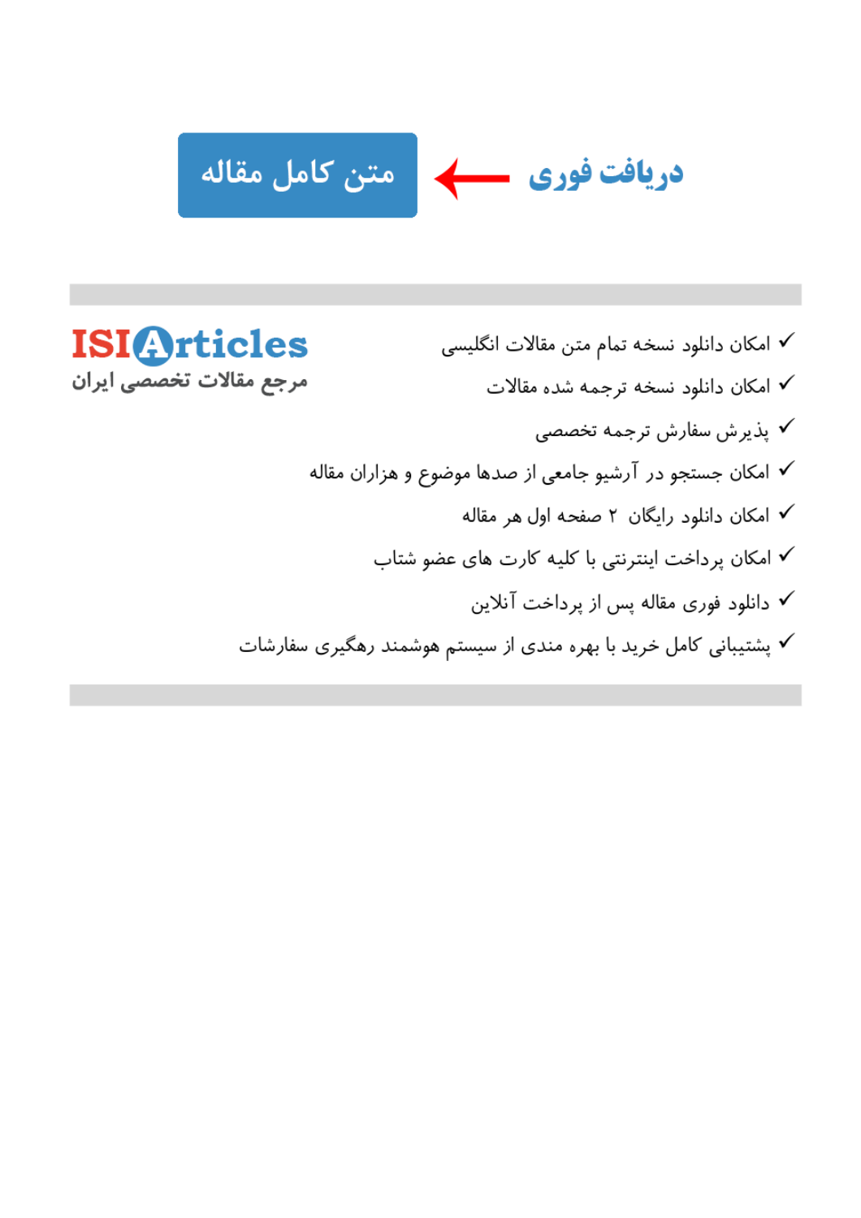دریافت فوری ← متن کامل مقاله

**ISIArticles**
مرجع مقالات تخصصی ایران

- ✓ امکان دانلود نسخه تمام متن مقالات انگلیسی
- ✓ امکان دانلود نسخه ترجمه شده مقالات
- ✓ پذیرش سفارش ترجمه تخصصی
- ✓ امکان جستجو در آرشیو جامعی از صدها موضوع و هزاران مقاله
- ✓ امکان دانلود رایگان ۲ صفحه اول هر مقاله
- ✓ امکان پرداخت اینترنتی با کلیه کارت های عضو شتاب
- ✓ دانلود فوری مقاله پس از پرداخت آنلاین
- ✓ پشتیبانی کامل خرید با بهره مندی از سیستم هوشمند رهگیری سفارشات